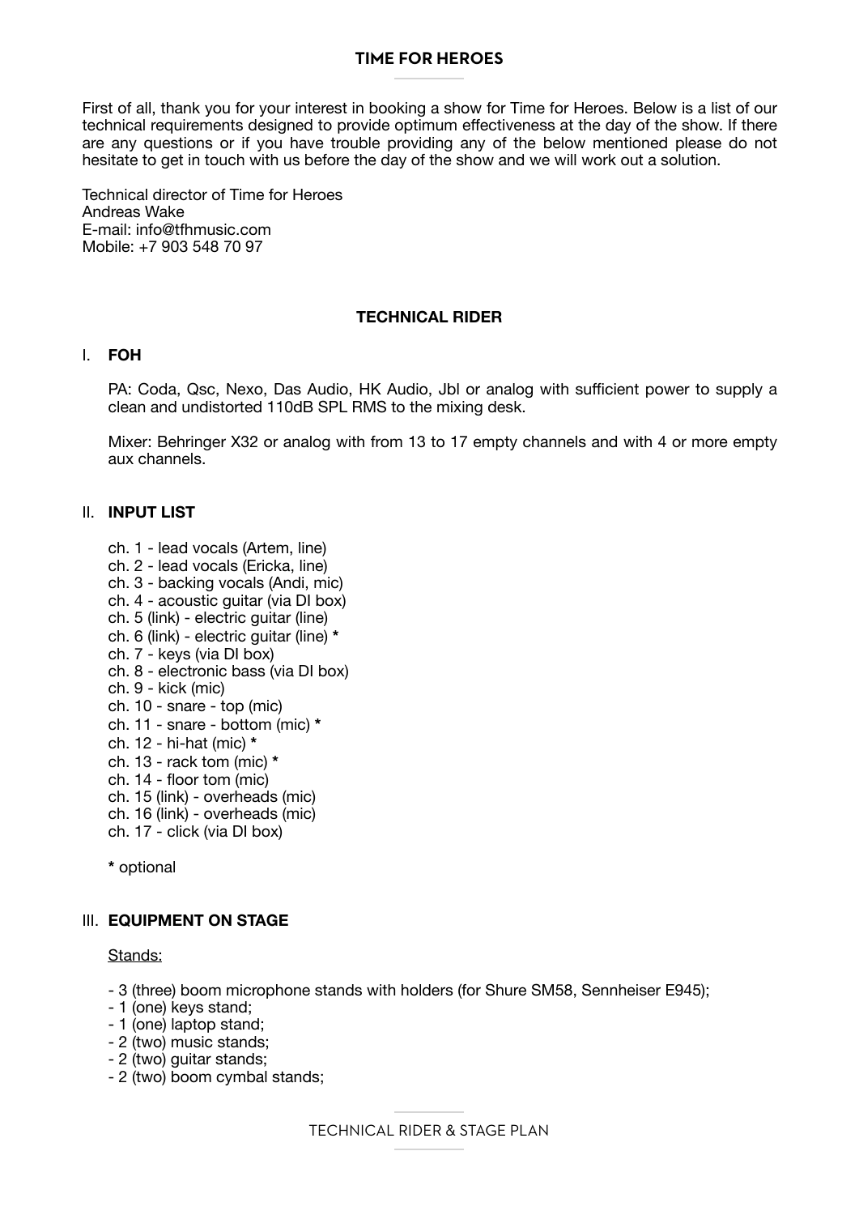# TIME FOR HEROES

First of all, thank you for your interest in booking a show for Time for Heroes. Below is a list of our technical requirements designed to provide optimum effectiveness at the day of the show. If there are any questions or if you have trouble providing any of the below mentioned please do not hesitate to get in touch with us before the day of the show and we will work out a solution.

Technical director of Time for Heroes
Andreas Wake
E-mail: info@tfhmusic.com
Mobile: +7 903 548 70 97

## TECHNICAL RIDER

### I. FOH

PA: Coda, Qsc, Nexo, Das Audio, HK Audio, Jbl or analog with sufficient power to supply a clean and undistorted 110dB SPL RMS to the mixing desk.

Mixer: Behringer X32 or analog with from 13 to 17 empty channels and with 4 or more empty aux channels.

### II. INPUT LIST

ch. 1 - lead vocals (Artem, line)
ch. 2 - lead vocals (Ericka, line)
ch. 3 - backing vocals (Andi, mic)
ch. 4 - acoustic guitar (via DI box)
ch. 5 (link) - electric guitar (line)
ch. 6 (link) - electric guitar (line) **\***
ch. 7 - keys (via DI box)
ch. 8 - electronic bass (via DI box)
ch. 9 - kick (mic)
ch. 10 - snare - top (mic)
ch. 11 - snare - bottom (mic) **\***
ch. 12 - hi-hat (mic) **\***
ch. 13 - rack tom (mic) **\***
ch. 14 - floor tom (mic)
ch. 15 (link) - overheads (mic)
ch. 16 (link) - overheads (mic)
ch. 17 - click (via DI box)

**\*** optional

### III. EQUIPMENT ON STAGE

Stands:

- 3 (three) boom microphone stands with holders (for Shure SM58, Sennheiser E945);
- 1 (one) keys stand;
- 1 (one) laptop stand;
- 2 (two) music stands;
- 2 (two) guitar stands;
- 2 (two) boom cymbal stands;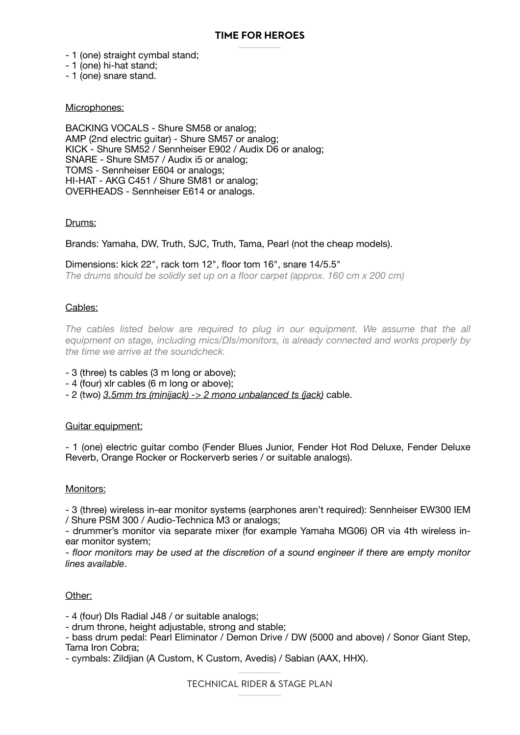- 1 (one) straight cymbal stand;
- 1 (one) hi-hat stand;
- 1 (one) snare stand.

## Microphones:

BACKING VOCALS - Shure SM58 or analog;
AMP (2nd electric guitar) - Shure SM57 or analog;
KICK - Shure SM52 / Sennheiser E902 / Audix D6 or analog;
SNARE - Shure SM57 / Audix i5 or analog;
TOMS - Sennheiser E604 or analogs;
HI-HAT - AKG C451 / Shure SM81 or analog;
OVERHEADS - Sennheiser E614 or analogs.

## Drums:

Brands: Yamaha, DW, Truth, SJC, Truth, Tama, Pearl (not the cheap models).

Dimensions: kick 22", rack tom 12", floor tom 16", snare 14/5.5"
*The drums should be solidly set up on a floor carpet (approx. 160 cm x 200 cm)*

## Cables:

*The cables listed below are required to plug in our equipment. We assume that the all equipment on stage, including mics/DIs/monitors, is already connected and works properly by the time we arrive at the soundcheck.*

- 3 (three) ts cables (3 m long or above);
- 4 (four) xlr cables (6 m long or above);
- 2 (two) *3.5mm trs (minijack) -> 2 mono unbalanced ts (jack)* cable.

## Guitar equipment:

- 1 (one) electric guitar combo (Fender Blues Junior, Fender Hot Rod Deluxe, Fender Deluxe Reverb, Orange Rocker or Rockerverb series / or suitable analogs).

## Monitors:

- 3 (three) wireless in-ear monitor systems (earphones aren't required): Sennheiser EW300 IEM / Shure PSM 300 / Audio-Technica M3 or analogs;
- drummer's monitor via separate mixer (for example Yamaha MG06) OR via 4th wireless in-ear monitor system;
- *floor monitors may be used at the discretion of a sound engineer if there are empty monitor lines available*.

## Other:

- 4 (four) DIs Radial J48 / or suitable analogs;
- drum throne, height adjustable, strong and stable;
- bass drum pedal: Pearl Eliminator / Demon Drive / DW (5000 and above) / Sonor Giant Step, Tama Iron Cobra;
- cymbals: Zildjian (A Custom, K Custom, Avedis) / Sabian (AAX, HHX).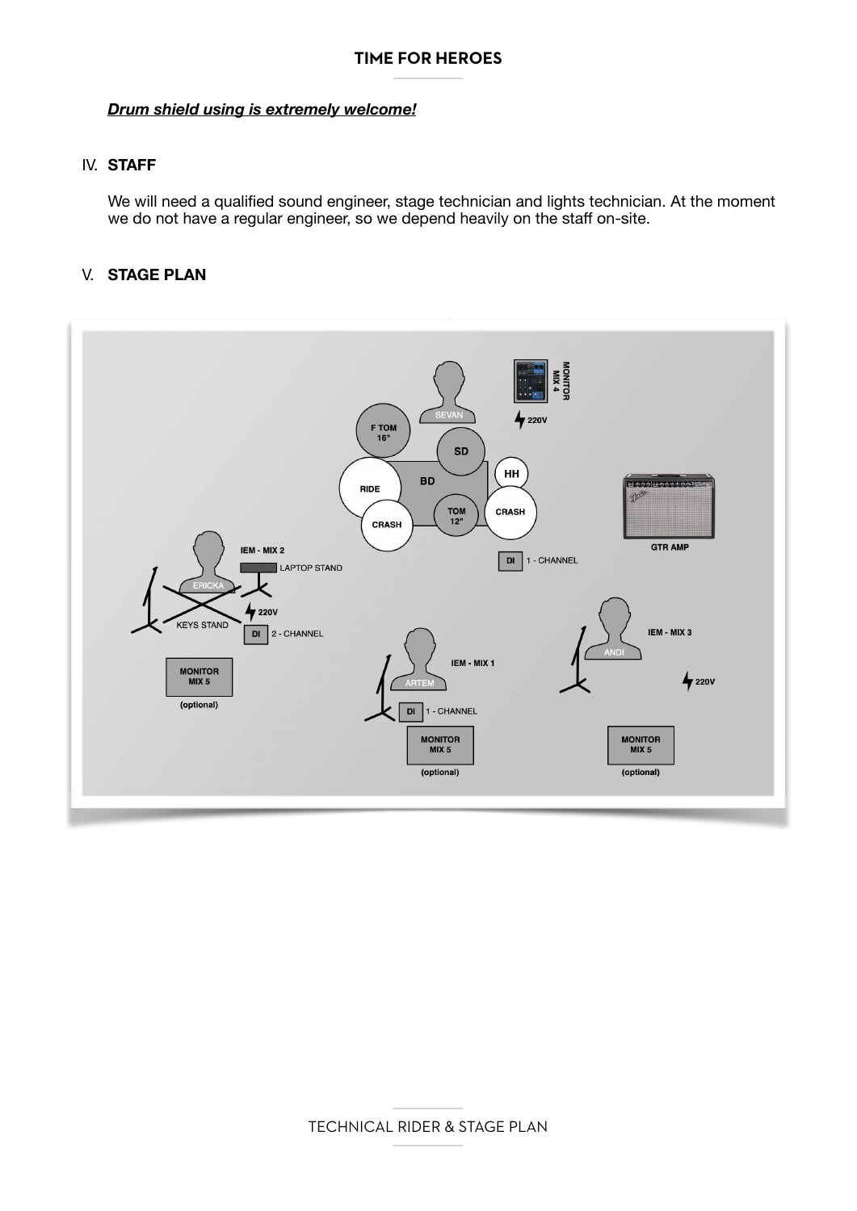***Drum shield using is extremely welcome!***

## IV. STAFF

We will need a qualified sound engineer, stage technician and lights technician. At the moment we do not have a regular engineer, so we depend heavily on the staff on-site.

## V. STAGE PLAN

SEVAN

MONITOR MIX 4

220V

F TOM 16"

SD

HH

RIDE

BD

CRASH

TOM 12"

CRASH

GTR AMP

DI 1 - CHANNEL

IEM - MIX 2

LAPTOP STAND

ERICKA

220V

KEYS STAND

DI 2 - CHANNEL

ANDI

IEM - MIX 3

ARTEM

IEM - MIX 1

220V

MONITOR MIX 5 (optional)

DI 1 - CHANNEL

MONITOR MIX 5 (optional)

MONITOR MIX 5 (optional)